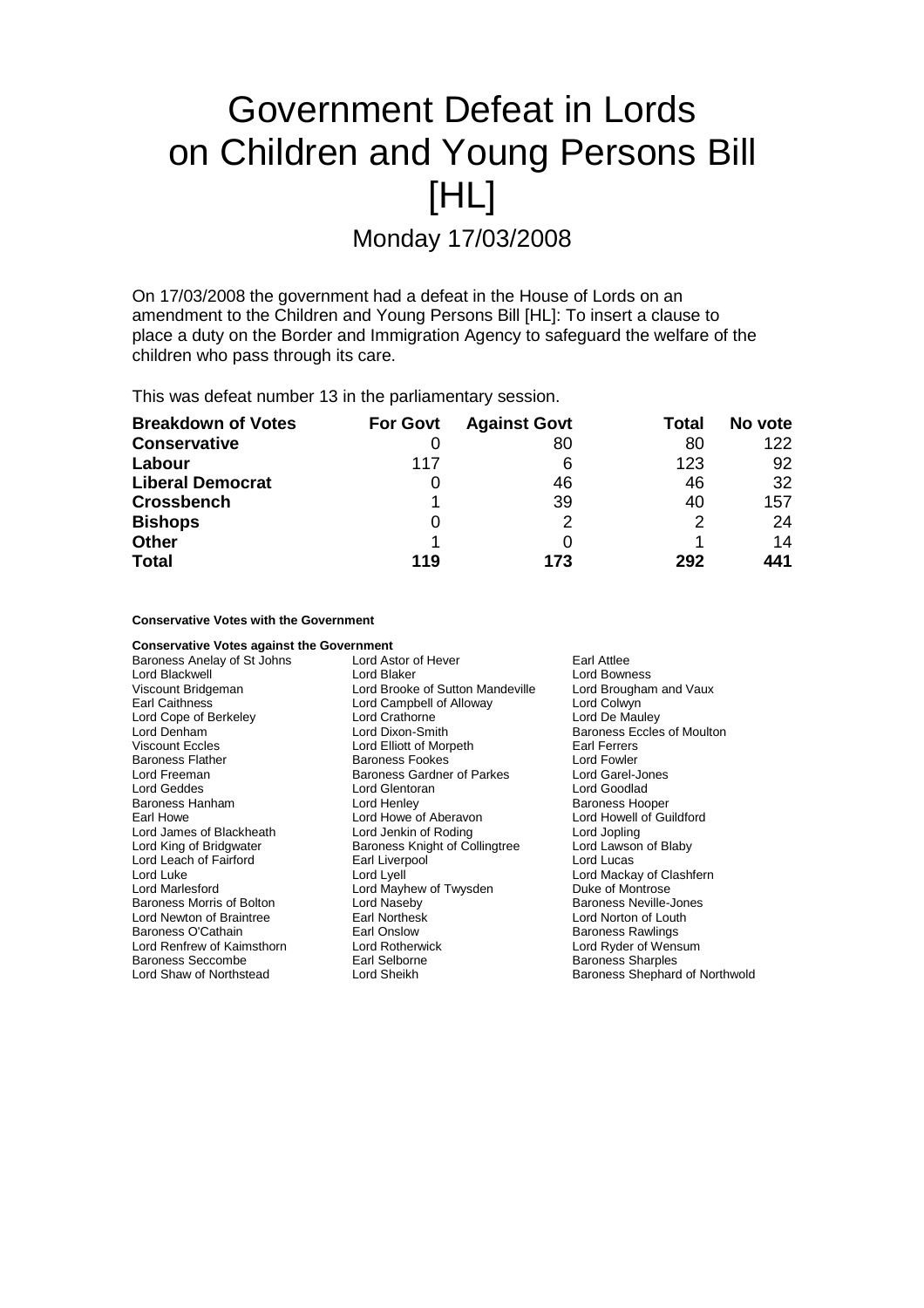# Government Defeat in Lords on Children and Young Persons Bill [HL]

Monday 17/03/2008

On 17/03/2008 the government had a defeat in the House of Lords on an amendment to the Children and Young Persons Bill [HL]: To insert a clause to place a duty on the Border and Immigration Agency to safeguard the welfare of the children who pass through its care.

This was defeat number 13 in the parliamentary session.

| Breakdown of Votes | For Govt | Against Govt | Total | No vote |
|---|---|---|---|---|
| **Conservative** | 0 | 80 | 80 | 122 |
| **Labour** | 117 | 6 | 123 | 92 |
| **Liberal Democrat** | 0 | 46 | 46 | 32 |
| **Crossbench** | 1 | 39 | 40 | 157 |
| **Bishops** | 0 | 2 | 2 | 24 |
| **Other** | 1 | 0 | 1 | 14 |
| **Total** | **119** | **173** | **292** | **441** |

**Conservative Votes with the Government**

**Conservative Votes against the Government**

| | | |
|---|---|---|
| Baroness Anelay of St Johns | Lord Astor of Hever | Earl Attlee |
| Lord Blackwell | Lord Blaker | Lord Bowness |
| Viscount Bridgeman | Lord Brooke of Sutton Mandeville | Lord Brougham and Vaux |
| Earl Caithness | Lord Campbell of Alloway | Lord Colwyn |
| Lord Cope of Berkeley | Lord Crathorne | Lord De Mauley |
| Lord Denham | Lord Dixon-Smith | Baroness Eccles of Moulton |
| Viscount Eccles | Lord Elliott of Morpeth | Earl Ferrers |
| Baroness Flather | Baroness Fookes | Lord Fowler |
| Lord Freeman | Baroness Gardner of Parkes | Lord Garel-Jones |
| Lord Geddes | Lord Glentoran | Lord Goodlad |
| Baroness Hanham | Lord Henley | Baroness Hooper |
| Earl Howe | Lord Howe of Aberavon | Lord Howell of Guildford |
| Lord James of Blackheath | Lord Jenkin of Roding | Lord Jopling |
| Lord King of Bridgwater | Baroness Knight of Collingtree | Lord Lawson of Blaby |
| Lord Leach of Fairford | Earl Liverpool | Lord Lucas |
| Lord Luke | Lord Lyell | Lord Mackay of Clashfern |
| Lord Marlesford | Lord Mayhew of Twysden | Duke of Montrose |
| Baroness Morris of Bolton | Lord Naseby | Baroness Neville-Jones |
| Lord Newton of Braintree | Earl Northesk | Lord Norton of Louth |
| Baroness O'Cathain | Earl Onslow | Baroness Rawlings |
| Lord Renfrew of Kaimsthorn | Lord Rotherwick | Lord Ryder of Wensum |
| Baroness Seccombe | Earl Selborne | Baroness Sharples |
| Lord Shaw of Northstead | Lord Sheikh | Baroness Shephard of Northwold |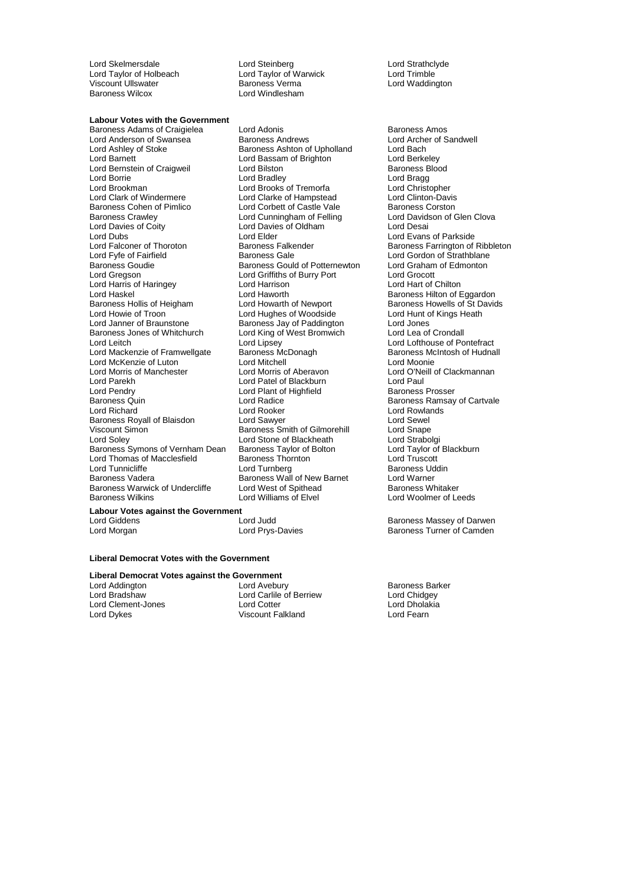Lord Skelmersdale
Lord Steinberg
Lord Strathclyde
Lord Taylor of Holbeach
Lord Taylor of Warwick
Lord Trimble
Viscount Ullswater
Baroness Verma
Lord Waddington
Baroness Wilcox
Lord Windlesham

**Labour Votes with the Government**

Baroness Adams of Craigielea
Lord Adonis
Baroness Amos
Lord Anderson of Swansea
Baroness Andrews
Lord Archer of Sandwell
Lord Ashley of Stoke
Baroness Ashton of Upholland
Lord Bach
Lord Barnett
Lord Bassam of Brighton
Lord Berkeley
Lord Bernstein of Craigweil
Lord Bilston
Baroness Blood
Lord Borrie
Lord Bradley
Lord Bragg
Lord Brookman
Lord Brooks of Tremorfa
Lord Christopher
Lord Clark of Windermere
Lord Clarke of Hampstead
Lord Clinton-Davis
Baroness Cohen of Pimlico
Lord Corbett of Castle Vale
Baroness Corston
Baroness Crawley
Lord Cunningham of Felling
Lord Davidson of Glen Clova
Lord Davies of Coity
Lord Davies of Oldham
Lord Desai
Lord Dubs
Lord Elder
Lord Evans of Parkside
Lord Falconer of Thoroton
Baroness Falkender
Baroness Farrington of Ribbleton
Lord Fyfe of Fairfield
Baroness Gale
Lord Gordon of Strathblane
Baroness Goudie
Baroness Gould of Potternewton
Lord Graham of Edmonton
Lord Gregson
Lord Griffiths of Burry Port
Lord Grocott
Lord Harris of Haringey
Lord Harrison
Lord Hart of Chilton
Lord Haskel
Lord Haworth
Baroness Hilton of Eggardon
Baroness Hollis of Heigham
Lord Howarth of Newport
Baroness Howells of St Davids
Lord Howie of Troon
Lord Hughes of Woodside
Lord Hunt of Kings Heath
Lord Janner of Braunstone
Baroness Jay of Paddington
Lord Jones
Baroness Jones of Whitchurch
Lord King of West Bromwich
Lord Lea of Crondall
Lord Leitch
Lord Lipsey
Lord Lofthouse of Pontefract
Lord Mackenzie of Framwellgate
Baroness McDonagh
Baroness McIntosh of Hudnall
Lord McKenzie of Luton
Lord Mitchell
Lord Moonie
Lord Morris of Manchester
Lord Morris of Aberavon
Lord O'Neill of Clackmannan
Lord Parekh
Lord Patel of Blackburn
Lord Paul
Lord Pendry
Lord Plant of Highfield
Baroness Prosser
Baroness Quin
Lord Radice
Baroness Ramsay of Cartvale
Lord Richard
Lord Rooker
Lord Rowlands
Baroness Royall of Blaisdon
Lord Sawyer
Lord Sewel
Viscount Simon
Baroness Smith of Gilmorehill
Lord Snape
Lord Soley
Lord Stone of Blackheath
Lord Strabolgi
Baroness Symons of Vernham Dean
Baroness Taylor of Bolton
Lord Taylor of Blackburn
Lord Thomas of Macclesfield
Baroness Thornton
Lord Truscott
Lord Tunnicliffe
Lord Turnberg
Baroness Uddin
Baroness Vadera
Baroness Wall of New Barnet
Lord Warner
Baroness Warwick of Undercliffe
Lord West of Spithead
Baroness Whitaker
Baroness Wilkins
Lord Williams of Elvel
Lord Woolmer of Leeds

**Labour Votes against the Government**

Lord Giddens
Lord Judd
Baroness Massey of Darwen
Lord Morgan
Lord Prys-Davies
Baroness Turner of Camden

**Liberal Democrat Votes with the Government**

**Liberal Democrat Votes against the Government**

Lord Addington
Lord Avebury
Baroness Barker
Lord Bradshaw
Lord Carlile of Berriew
Lord Chidgey
Lord Clement-Jones
Lord Cotter
Lord Dholakia
Lord Dykes
Viscount Falkland
Lord Fearn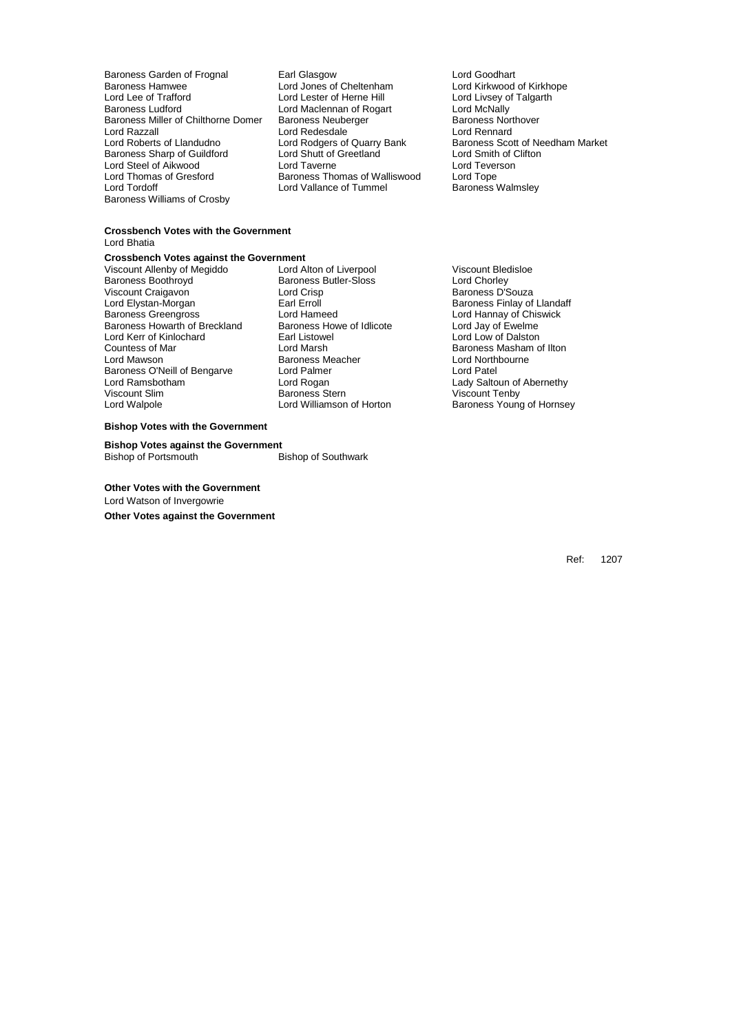Baroness Garden of Frognal
Baroness Hamwee
Lord Lee of Trafford
Baroness Ludford
Baroness Miller of Chilthorne Domer
Lord Razzall
Lord Roberts of Llandudno
Baroness Sharp of Guildford
Lord Steel of Aikwood
Lord Thomas of Gresford
Lord Tordoff
Baroness Williams of Crosby
Earl Glasgow
Lord Jones of Cheltenham
Lord Lester of Herne Hill
Lord Maclennan of Rogart
Baroness Neuberger
Lord Redesdale
Lord Rodgers of Quarry Bank
Lord Shutt of Greetland
Lord Taverne
Baroness Thomas of Walliswood
Lord Vallance of Tummel
Lord Goodhart
Lord Kirkwood of Kirkhope
Lord Livsey of Talgarth
Lord McNally
Baroness Northover
Lord Rennard
Baroness Scott of Needham Market
Lord Smith of Clifton
Lord Teverson
Lord Tope
Baroness Walmsley

**Crossbench Votes with the Government**

Lord Bhatia

**Crossbench Votes against the Government**

Viscount Allenby of Megiddo
Baroness Boothroyd
Viscount Craigavon
Lord Elystan-Morgan
Baroness Greengross
Baroness Howarth of Breckland
Lord Kerr of Kinlochard
Countess of Mar
Lord Mawson
Baroness O'Neill of Bengarve
Lord Ramsbotham
Viscount Slim
Lord Walpole
Lord Alton of Liverpool
Baroness Butler-Sloss
Lord Crisp
Earl Erroll
Lord Hameed
Baroness Howe of Idlicote
Earl Listowel
Lord Marsh
Baroness Meacher
Lord Palmer
Lord Rogan
Baroness Stern
Lord Williamson of Horton
Viscount Bledisloe
Lord Chorley
Baroness D'Souza
Baroness Finlay of Llandaff
Lord Hannay of Chiswick
Lord Jay of Ewelme
Lord Low of Dalston
Baroness Masham of Ilton
Lord Northbourne
Lord Patel
Lady Saltoun of Abernethy
Viscount Tenby
Baroness Young of Hornsey

**Bishop Votes with the Government**

**Bishop Votes against the Government**

Bishop of Portsmouth
Bishop of Southwark

**Other Votes with the Government**

Lord Watson of Invergowrie

**Other Votes against the Government**

Ref: 1207